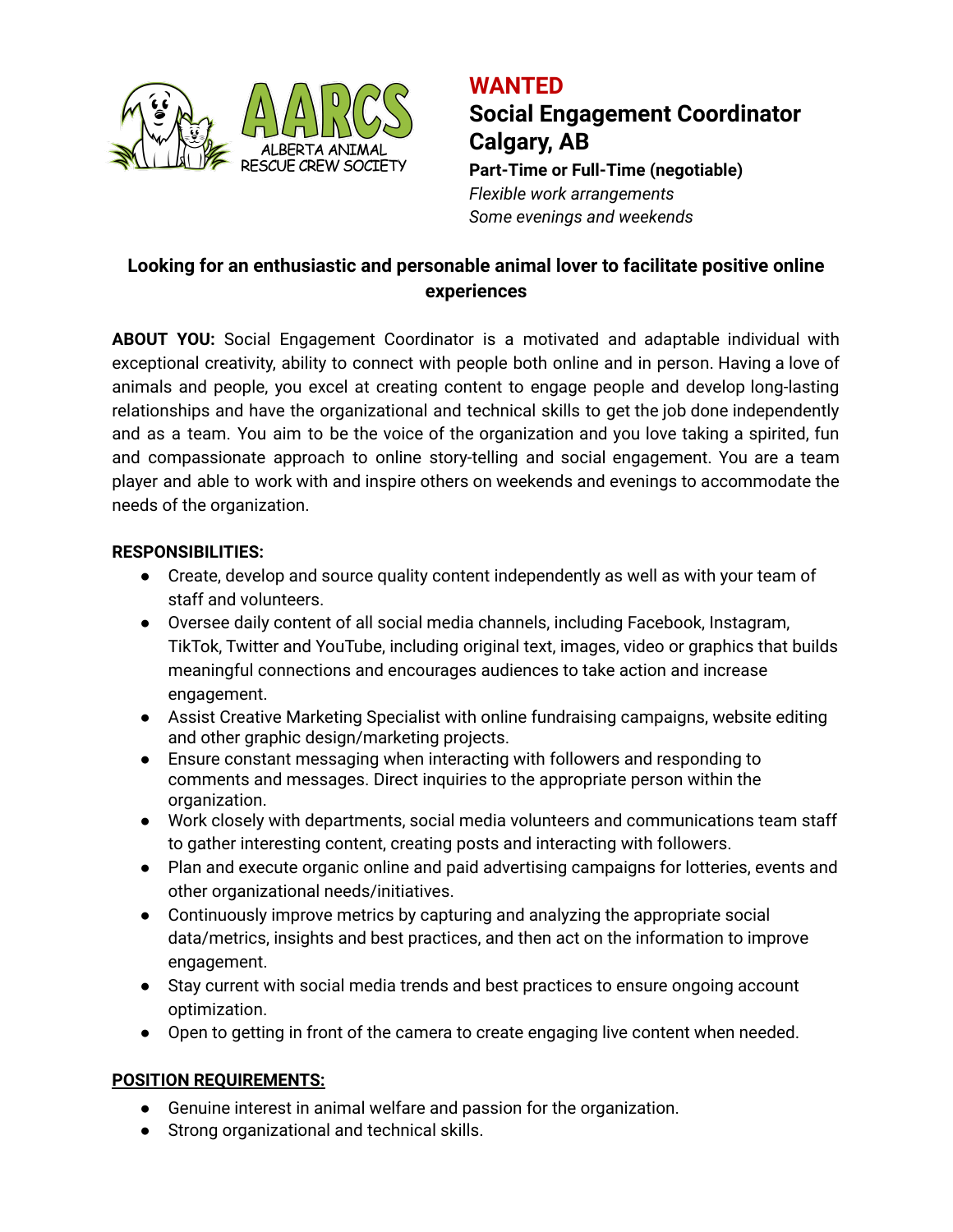# WANTED

## Social Engagement Coordinator
## Calgary, AB

**Part-Time or Full-Time (negotiable)**

*Flexible work arrangements*
*Some evenings and weekends*

### Looking for an enthusiastic and personable animal lover to facilitate positive online experiences

**ABOUT YOU:** Social Engagement Coordinator is a motivated and adaptable individual with exceptional creativity, ability to connect with people both online and in person. Having a love of animals and people, you excel at creating content to engage people and develop long-lasting relationships and have the organizational and technical skills to get the job done independently and as a team. You aim to be the voice of the organization and you love taking a spirited, fun and compassionate approach to online story-telling and social engagement. You are a team player and able to work with and inspire others on weekends and evenings to accommodate the needs of the organization.

**RESPONSIBILITIES:**

- Create, develop and source quality content independently as well as with your team of staff and volunteers.
- Oversee daily content of all social media channels, including Facebook, Instagram, TikTok, Twitter and YouTube, including original text, images, video or graphics that builds meaningful connections and encourages audiences to take action and increase engagement.
- Assist Creative Marketing Specialist with online fundraising campaigns, website editing and other graphic design/marketing projects.
- Ensure constant messaging when interacting with followers and responding to comments and messages. Direct inquiries to the appropriate person within the organization.
- Work closely with departments, social media volunteers and communications team staff to gather interesting content, creating posts and interacting with followers.
- Plan and execute organic online and paid advertising campaigns for lotteries, events and other organizational needs/initiatives.
- Continuously improve metrics by capturing and analyzing the appropriate social data/metrics, insights and best practices, and then act on the information to improve engagement.
- Stay current with social media trends and best practices to ensure ongoing account optimization.
- Open to getting in front of the camera to create engaging live content when needed.

**POSITION REQUIREMENTS:**

- Genuine interest in animal welfare and passion for the organization.
- Strong organizational and technical skills.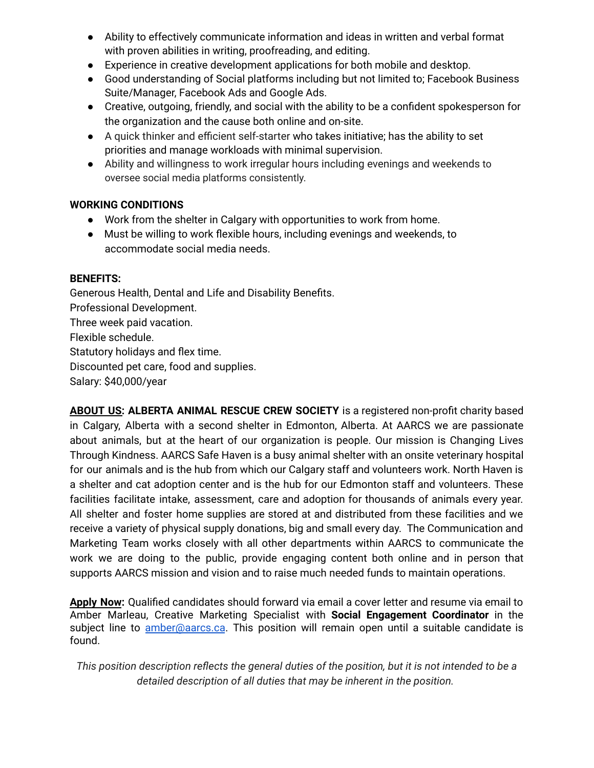- Ability to effectively communicate information and ideas in written and verbal format with proven abilities in writing, proofreading, and editing.
- Experience in creative development applications for both mobile and desktop.
- Good understanding of Social platforms including but not limited to; Facebook Business Suite/Manager, Facebook Ads and Google Ads.
- Creative, outgoing, friendly, and social with the ability to be a confident spokesperson for the organization and the cause both online and on-site.
- A quick thinker and efficient self-starter who takes initiative; has the ability to set priorities and manage workloads with minimal supervision.
- Ability and willingness to work irregular hours including evenings and weekends to oversee social media platforms consistently.

**WORKING CONDITIONS**

- Work from the shelter in Calgary with opportunities to work from home.
- Must be willing to work flexible hours, including evenings and weekends, to accommodate social media needs.

**BENEFITS:**

Generous Health, Dental and Life and Disability Benefits.
Professional Development.
Three week paid vacation.
Flexible schedule.
Statutory holidays and flex time.
Discounted pet care, food and supplies.
Salary: $40,000/year

**ABOUT US: ALBERTA ANIMAL RESCUE CREW SOCIETY** is a registered non-profit charity based in Calgary, Alberta with a second shelter in Edmonton, Alberta. At AARCS we are passionate about animals, but at the heart of our organization is people. Our mission is Changing Lives Through Kindness. AARCS Safe Haven is a busy animal shelter with an onsite veterinary hospital for our animals and is the hub from which our Calgary staff and volunteers work. North Haven is a shelter and cat adoption center and is the hub for our Edmonton staff and volunteers. These facilities facilitate intake, assessment, care and adoption for thousands of animals every year. All shelter and foster home supplies are stored at and distributed from these facilities and we receive a variety of physical supply donations, big and small every day. The Communication and Marketing Team works closely with all other departments within AARCS to communicate the work we are doing to the public, provide engaging content both online and in person that supports AARCS mission and vision and to raise much needed funds to maintain operations.

**Apply Now:** Qualified candidates should forward via email a cover letter and resume via email to Amber Marleau, Creative Marketing Specialist with **Social Engagement Coordinator** in the subject line to amber@aarcs.ca. This position will remain open until a suitable candidate is found.

*This position description reflects the general duties of the position, but it is not intended to be a detailed description of all duties that may be inherent in the position.*